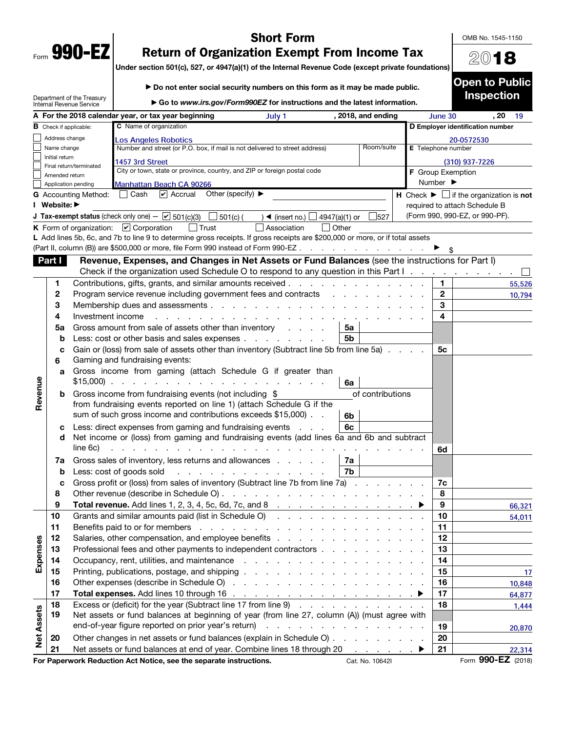Form **990-EZ**

Department of the Treasury
Internal Revenue Service

# Short Form
# Return of Organization Exempt From Income Tax

**Under section 501(c), 527, or 4947(a)(1) of the Internal Revenue Code (except private foundations)**

▶ **Do not enter social security numbers on this form as it may be made public.**

▶ **Go to *www.irs.gov/Form990EZ* for instructions and the latest information.**

OMB No. 1545-1150

**2018**

**Open to Public Inspection**

**A For the 2018 calendar year, or tax year beginning** July 1 **, 2018, and ending** June 30 **, 20** 19

**B** Check if applicable:
- ☐ Address change
- ☐ Name change
- ☐ Initial return
- ☐ Final return/terminated
- ☐ Amended return
- ☐ Application pending

**C** Name of organization: Los Angeles Robotics

Number and street (or P.O. box, if mail is not delivered to street address): 1457 3rd Street — Room/suite:

City or town, state or province, country, and ZIP or foreign postal code: Manhattan Beach CA 90266

**D Employer identification number:** 20-0572530

**E** Telephone number: (310) 937-7226

**F** Group Exemption Number ▶

**G** Accounting Method: ☐ Cash ☑ Accrual Other (specify) ▶

**H** Check ▶ ☐ if the organization is **not** required to attach Schedule B (Form 990, 990-EZ, or 990-PF).

**I Website:** ▶

**J Tax-exempt status** (check only one) — ☑ 501(c)(3) ☐ 501(c) ( ) ◀ (insert no.) ☐ 4947(a)(1) or ☐ 527

**K** Form of organization: ☑ Corporation ☐ Trust ☐ Association ☐ Other

**L** Add lines 5b, 6c, and 7b to line 9 to determine gross receipts. If gross receipts are $200,000 or more, or if total assets (Part II, column (B)) are $500,000 or more, file Form 990 instead of Form 990-EZ . . . . ▶ $

## Part I Revenue, Expenses, and Changes in Net Assets or Fund Balances (see the instructions for Part I)

Check if the organization used Schedule O to respond to any question in this Part I . . . ☐

| Section | Line | Description | Sub-line | Sub-amount | Line | Amount |
|---|---|---|---|---|---|---|
| Revenue | 1 | Contributions, gifts, grants, and similar amounts received | | | 1 | 55,526 |
| | 2 | Program service revenue including government fees and contracts | | | 2 | 10,794 |
| | 3 | Membership dues and assessments | | | 3 | |
| | 4 | Investment income | | | 4 | |
| | 5a | Gross amount from sale of assets other than inventory | 5a | | | |
| | b | Less: cost or other basis and sales expenses | 5b | | | |
| | c | Gain or (loss) from sale of assets other than inventory (Subtract line 5b from line 5a) | | | 5c | |
| | 6 | Gaming and fundraising events: | | | | |
| | a | Gross income from gaming (attach Schedule G if greater than $15,000) | 6a | | | |
| | b | Gross income from fundraising events (not including $ ______ of contributions from fundraising events reported on line 1) (attach Schedule G if the sum of such gross income and contributions exceeds $15,000) | 6b | | | |
| | c | Less: direct expenses from gaming and fundraising events | 6c | | | |
| | d | Net income or (loss) from gaming and fundraising events (add lines 6a and 6b and subtract line 6c) | | | 6d | |
| | 7a | Gross sales of inventory, less returns and allowances | 7a | | | |
| | b | Less: cost of goods sold | 7b | | | |
| | c | Gross profit or (loss) from sales of inventory (Subtract line 7b from line 7a) | | | 7c | |
| | 8 | Other revenue (describe in Schedule O) | | | 8 | |
| | 9 | **Total revenue.** Add lines 1, 2, 3, 4, 5c, 6d, 7c, and 8 ▶ | | | 9 | 66,321 |
| Expenses | 10 | Grants and similar amounts paid (list in Schedule O) | | | 10 | 54,011 |
| | 11 | Benefits paid to or for members | | | 11 | |
| | 12 | Salaries, other compensation, and employee benefits | | | 12 | |
| | 13 | Professional fees and other payments to independent contractors | | | 13 | |
| | 14 | Occupancy, rent, utilities, and maintenance | | | 14 | |
| | 15 | Printing, publications, postage, and shipping | | | 15 | 17 |
| | 16 | Other expenses (describe in Schedule O) | | | 16 | 10,848 |
| | 17 | **Total expenses.** Add lines 10 through 16 ▶ | | | 17 | 64,877 |
| Net Assets | 18 | Excess or (deficit) for the year (Subtract line 17 from line 9) | | | 18 | 1,444 |
| | 19 | Net assets or fund balances at beginning of year (from line 27, column (A)) (must agree with end-of-year figure reported on prior year's return) | | | 19 | 20,870 |
| | 20 | Other changes in net assets or fund balances (explain in Schedule O) | | | 20 | |
| | 21 | Net assets or fund balances at end of year. Combine lines 18 through 20 ▶ | | | 21 | 22,314 |

**For Paperwork Reduction Act Notice, see the separate instructions.** Cat. No. 10642I Form **990-EZ** (2018)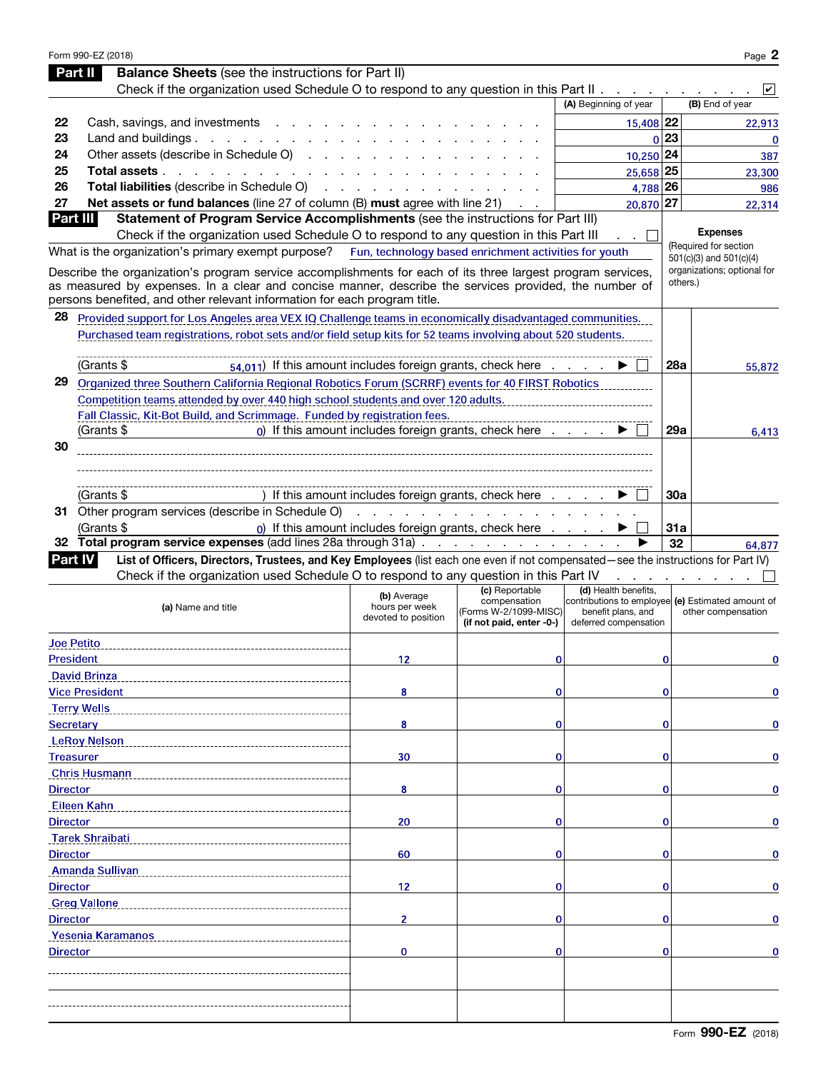Form 990-EZ (2018)

## Part II Balance Sheets (see the instructions for Part II)

Check if the organization used Schedule O to respond to any question in this Part II . . . ☑

| | | (A) Beginning of year | | (B) End of year |
|---|---|---|---|---|
| 22 | Cash, savings, and investments | 15,408 | 22 | 22,913 |
| 23 | Land and buildings | 0 | 23 | 0 |
| 24 | Other assets (describe in Schedule O) | 10,250 | 24 | 387 |
| 25 | **Total assets** | 25,658 | 25 | 23,300 |
| 26 | **Total liabilities** (describe in Schedule O) | 4,788 | 26 | 986 |
| 27 | **Net assets or fund balances** (line 27 of column (B) **must** agree with line 21) | 20,870 | 27 | 22,314 |

## Part III Statement of Program Service Accomplishments (see the instructions for Part III)

Check if the organization used Schedule O to respond to any question in this Part III . . ☐

What is the organization's primary exempt purpose? Fun, technology based enrichment activities for youth

Describe the organization's program service accomplishments for each of its three largest program services, as measured by expenses. In a clear and concise manner, describe the services provided, the number of persons benefited, and other relevant information for each program title.

**Expenses** (Required for section 501(c)(3) and 501(c)(4) organizations; optional for others.)

| | Description | | Expenses |
|---|---|---|---|
| 28 | Provided support for Los Angeles area VEX IQ Challenge teams in economically disadvantaged communities. Purchased team registrations, robot sets and/or field setup kits for 52 teams involving about 520 students. (Grants $ 54,011) If this amount includes foreign grants, check here ☐ | 28a | 55,872 |
| 29 | Organized three Southern California Regional Robotics Forum (SCRRF) events for 40 FIRST Robotics Competition teams attended by over 440 high school students and over 120 adults. Fall Classic, Kit-Bot Build, and Scrimmage. Funded by registration fees. (Grants $ 0) If this amount includes foreign grants, check here ☐ | 29a | 6,413 |
| 30 | (Grants $ ) If this amount includes foreign grants, check here ☐ | 30a | |
| 31 | Other program services (describe in Schedule O) (Grants $ 0) If this amount includes foreign grants, check here ☐ | 31a | |
| 32 | **Total program service expenses** (add lines 28a through 31a) | 32 | 64,877 |

## Part IV List of Officers, Directors, Trustees, and Key Employees (list each one even if not compensated—see the instructions for Part IV)

Check if the organization used Schedule O to respond to any question in this Part IV . . ☐

| (a) Name and title | (b) Average hours per week devoted to position | (c) Reportable compensation (Forms W-2/1099-MISC) (if not paid, enter -0-) | (d) Health benefits, contributions to employee benefit plans, and deferred compensation | (e) Estimated amount of other compensation |
|---|---|---|---|---|
| Joe Petito, President | 12 | 0 | 0 | 0 |
| David Brinza, Vice President | 8 | 0 | 0 | 0 |
| Terry Wells, Secretary | 8 | 0 | 0 | 0 |
| LeRoy Nelson, Treasurer | 30 | 0 | 0 | 0 |
| Chris Husmann, Director | 8 | 0 | 0 | 0 |
| Eileen Kahn, Director | 20 | 0 | 0 | 0 |
| Tarek Shraibati, Director | 60 | 0 | 0 | 0 |
| Amanda Sullivan, Director | 12 | 0 | 0 | 0 |
| Greg Vallone, Director | 2 | 0 | 0 | 0 |
| Yesenia Karamanos, Director | 0 | 0 | 0 | 0 |
| | | | | |
| | | | | |

Form 990-EZ (2018)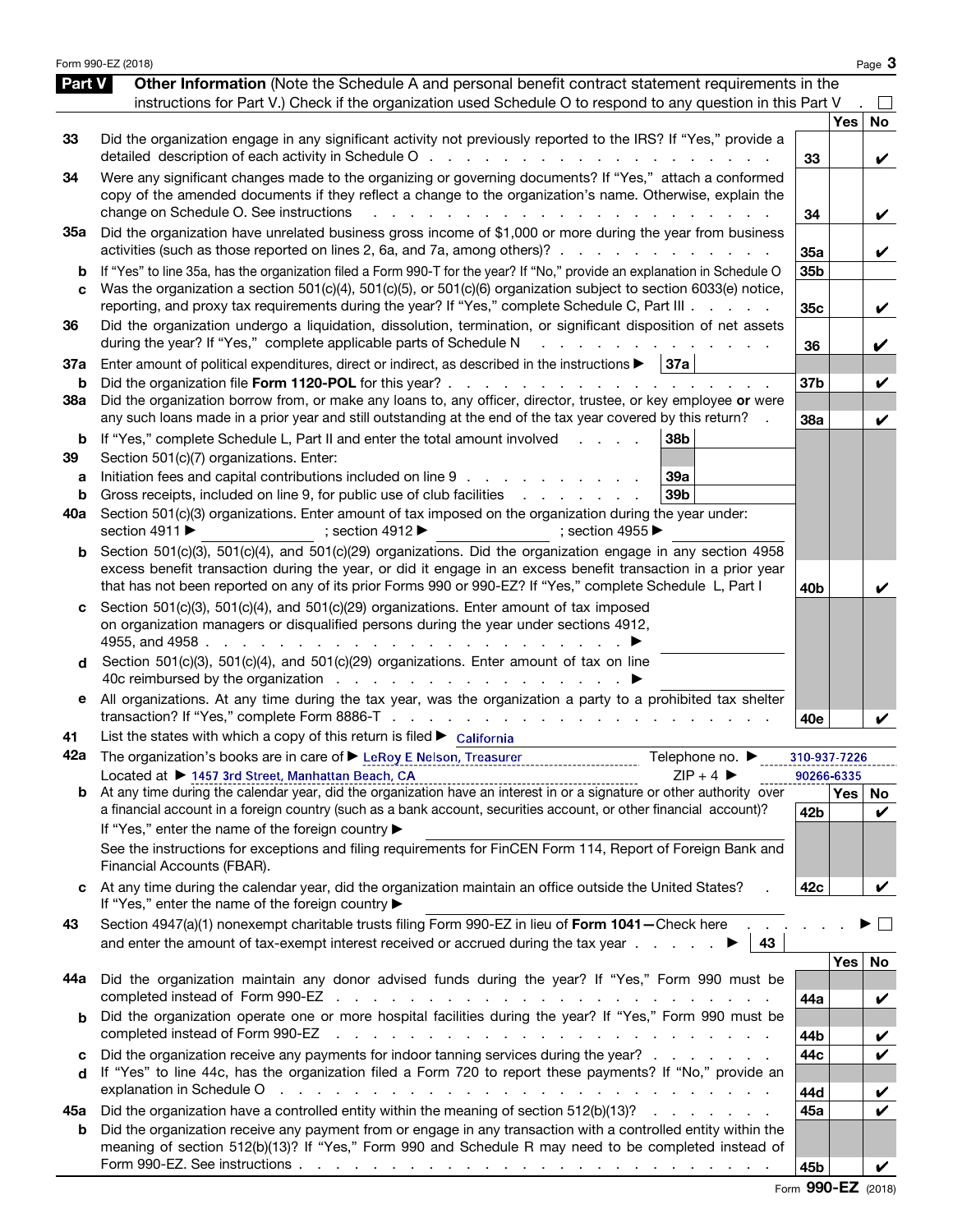## Part V Other Information (Note the Schedule A and personal benefit contract statement requirements in the instructions for Part V.) Check if the organization used Schedule O to respond to any question in this Part V . ☐

| | | | Yes | No |
|---|---|---|---|---|
| 33 | Did the organization engage in any significant activity not previously reported to the IRS? If "Yes," provide a detailed description of each activity in Schedule O | 33 | | ✔ |
| 34 | Were any significant changes made to the organizing or governing documents? If "Yes," attach a conformed copy of the amended documents if they reflect a change to the organization's name. Otherwise, explain the change on Schedule O. See instructions | 34 | | ✔ |
| 35a | Did the organization have unrelated business gross income of $1,000 or more during the year from business activities (such as those reported on lines 2, 6a, and 7a, among others)? | 35a | | ✔ |
| b | If "Yes" to line 35a, has the organization filed a Form 990-T for the year? If "No," provide an explanation in Schedule O | 35b | | |
| c | Was the organization a section 501(c)(4), 501(c)(5), or 501(c)(6) organization subject to section 6033(e) notice, reporting, and proxy tax requirements during the year? If "Yes," complete Schedule C, Part III | 35c | | ✔ |
| 36 | Did the organization undergo a liquidation, dissolution, termination, or significant disposition of net assets during the year? If "Yes," complete applicable parts of Schedule N | 36 | | ✔ |
| 37a | Enter amount of political expenditures, direct or indirect, as described in the instructions ▶ 37a | | | |
| b | Did the organization file **Form 1120-POL** for this year? | 37b | | ✔ |
| 38a | Did the organization borrow from, or make any loans to, any officer, director, trustee, or key employee **or** were any such loans made in a prior year and still outstanding at the end of the tax year covered by this return? | 38a | | ✔ |
| b | If "Yes," complete Schedule L, Part II and enter the total amount involved 38b | | | |
| 39 | Section 501(c)(7) organizations. Enter: | | | |
| a | Initiation fees and capital contributions included on line 9 39a | | | |
| b | Gross receipts, included on line 9, for public use of club facilities 39b | | | |
| 40a | Section 501(c)(3) organizations. Enter amount of tax imposed on the organization during the year under: section 4911 ▶ ; section 4912 ▶ ; section 4955 ▶ | | | |
| b | Section 501(c)(3), 501(c)(4), and 501(c)(29) organizations. Did the organization engage in any section 4958 excess benefit transaction during the year, or did it engage in an excess benefit transaction in a prior year that has not been reported on any of its prior Forms 990 or 990-EZ? If "Yes," complete Schedule L, Part I | 40b | | ✔ |
| c | Section 501(c)(3), 501(c)(4), and 501(c)(29) organizations. Enter amount of tax imposed on organization managers or disqualified persons during the year under sections 4912, 4955, and 4958 ▶ | | | |
| d | Section 501(c)(3), 501(c)(4), and 501(c)(29) organizations. Enter amount of tax on line 40c reimbursed by the organization ▶ | | | |
| e | All organizations. At any time during the tax year, was the organization a party to a prohibited tax shelter transaction? If "Yes," complete Form 8886-T | 40e | | ✔ |

41 List the states with which a copy of this return is filed ▶ California

42a The organization's books are in care of ▶ LeRoy E Nelson, Treasurer Telephone no. ▶ 310-937-7226
Located at ▶ 1457 3rd Street, Manhattan Beach, CA ZIP + 4 ▶ 90266-6335

| | | | Yes | No |
|---|---|---|---|---|
| b | At any time during the calendar year, did the organization have an interest in or a signature or other authority over a financial account in a foreign country (such as a bank account, securities account, or other financial account)? If "Yes," enter the name of the foreign country ▶ See the instructions for exceptions and filing requirements for FinCEN Form 114, Report of Foreign Bank and Financial Accounts (FBAR). | 42b | | ✔ |
| c | At any time during the calendar year, did the organization maintain an office outside the United States? If "Yes," enter the name of the foreign country ▶ | 42c | | ✔ |

43 Section 4947(a)(1) nonexempt charitable trusts filing Form 990-EZ in lieu of **Form 1041—**Check here ▶ ☐
and enter the amount of tax-exempt interest received or accrued during the tax year ▶ 43

| | | | Yes | No |
|---|---|---|---|---|
| 44a | Did the organization maintain any donor advised funds during the year? If "Yes," Form 990 must be completed instead of Form 990-EZ | 44a | | ✔ |
| b | Did the organization operate one or more hospital facilities during the year? If "Yes," Form 990 must be completed instead of Form 990-EZ | 44b | | ✔ |
| c | Did the organization receive any payments for indoor tanning services during the year? | 44c | | ✔ |
| d | If "Yes" to line 44c, has the organization filed a Form 720 to report these payments? If "No," provide an explanation in Schedule O | 44d | | ✔ |
| 45a | Did the organization have a controlled entity within the meaning of section 512(b)(13)? | 45a | | ✔ |
| b | Did the organization receive any payment from or engage in any transaction with a controlled entity within the meaning of section 512(b)(13)? If "Yes," Form 990 and Schedule R may need to be completed instead of Form 990-EZ. See instructions | 45b | | ✔ |

Form **990-EZ** (2018)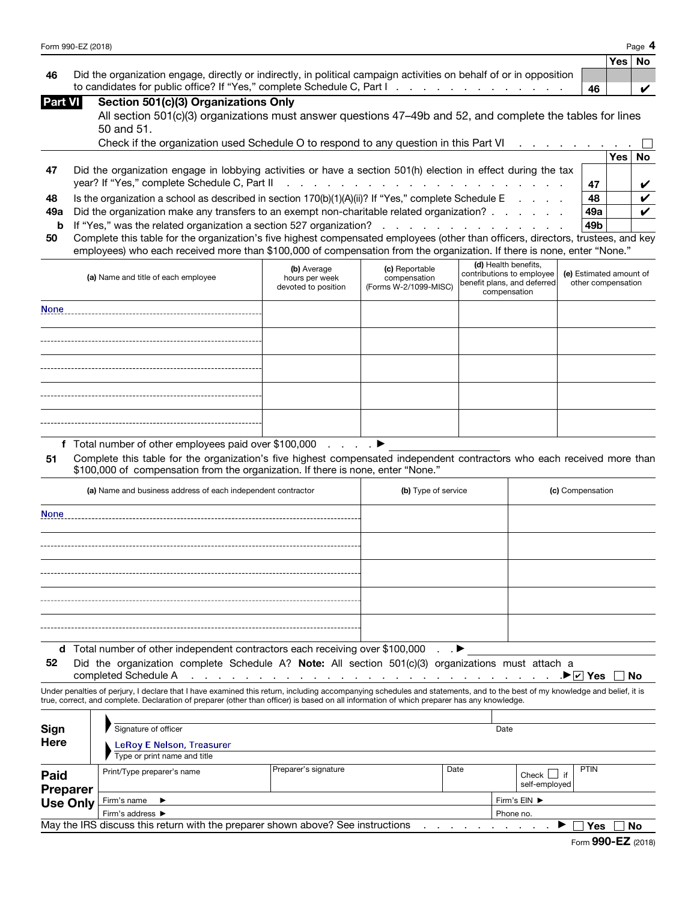| | | | Yes | No |
|---|---|---|---|---|
| **46** | Did the organization engage, directly or indirectly, in political campaign activities on behalf of or in opposition to candidates for public office? If "Yes," complete Schedule C, Part I | 46 | | ✔ |

## Part VI Section 501(c)(3) Organizations Only

All section 501(c)(3) organizations must answer questions 47–49b and 52, and complete the tables for lines 50 and 51.

Check if the organization used Schedule O to respond to any question in this Part VI ☐

| | | | Yes | No |
|---|---|---|---|---|
| **47** | Did the organization engage in lobbying activities or have a section 501(h) election in effect during the tax year? If "Yes," complete Schedule C, Part II | 47 | | ✔ |
| **48** | Is the organization a school as described in section 170(b)(1)(A)(ii)? If "Yes," complete Schedule E | 48 | | ✔ |
| **49a** | Did the organization make any transfers to an exempt non-charitable related organization? | 49a | | ✔ |
| **b** | If "Yes," was the related organization a section 527 organization? | 49b | | |

**50** Complete this table for the organization's five highest compensated employees (other than officers, directors, trustees, and key employees) who each received more than $100,000 of compensation from the organization. If there is none, enter "None."

| (a) Name and title of each employee | (b) Average hours per week devoted to position | (c) Reportable compensation (Forms W-2/1099-MISC) | (d) Health benefits, contributions to employee benefit plans, and deferred compensation | (e) Estimated amount of other compensation |
|---|---|---|---|---|
| None | | | | |
| | | | | |
| | | | | |
| | | | | |
| | | | | |

**f** Total number of other employees paid over $100,000 ▶

**51** Complete this table for the organization's five highest compensated independent contractors who each received more than $100,000 of compensation from the organization. If there is none, enter "None."

| (a) Name and business address of each independent contractor | (b) Type of service | (c) Compensation |
|---|---|---|
| None | | |
| | | |
| | | |
| | | |
| | | |

**d** Total number of other independent contractors each receiving over $100,000 ▶

**52** Did the organization complete Schedule A? **Note:** All section 501(c)(3) organizations must attach a completed Schedule A ▶ ☑ Yes ☐ No

Under penalties of perjury, I declare that I have examined this return, including accompanying schedules and statements, and to the best of my knowledge and belief, it is true, correct, and complete. Declaration of preparer (other than officer) is based on all information of which preparer has any knowledge.

**Sign Here**

▶ Signature of officer — Date

▶ LeRoy E Nelson, Treasurer
Type or print name and title

| **Paid Preparer Use Only** | Print/Type preparer's name | Preparer's signature | Date | Check ☐ if self-employed | PTIN |
|---|---|---|---|---|---|
| | Firm's name ▶ | | | Firm's EIN ▶ | |
| | Firm's address ▶ | | | Phone no. | |

May the IRS discuss this return with the preparer shown above? See instructions ▶ ☐ Yes ☐ No

Form **990-EZ** (2018)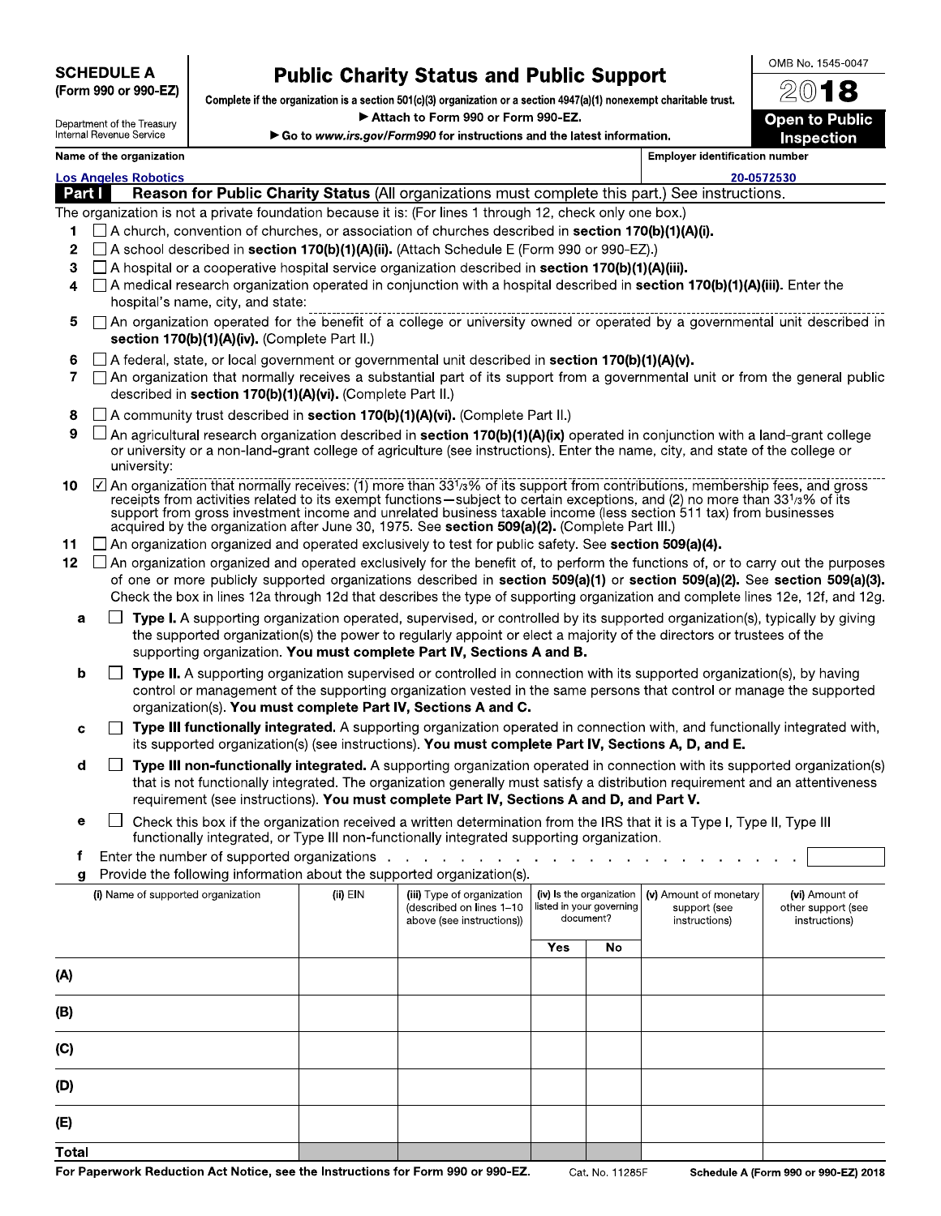**SCHEDULE A**
**(Form 990 or 990-EZ)**

Department of the Treasury
Internal Revenue Service

# Public Charity Status and Public Support

**Complete if the organization is a section 501(c)(3) organization or a section 4947(a)(1) nonexempt charitable trust.**
**▶ Attach to Form 990 or Form 990-EZ.**
**▶ Go to www.irs.gov/Form990 for instructions and the latest information.**

OMB No. 1545-0047
**2018**
**Open to Public Inspection**

Name of the organization: Los Angeles Robotics
Employer identification number: 20-0572530

## Part I Reason for Public Charity Status (All organizations must complete this part.) See instructions.

The organization is not a private foundation because it is: (For lines 1 through 12, check only one box.)

1. ☐ A church, convention of churches, or association of churches described in **section 170(b)(1)(A)(i).**
2. ☐ A school described in **section 170(b)(1)(A)(ii).** (Attach Schedule E (Form 990 or 990-EZ).)
3. ☐ A hospital or a cooperative hospital service organization described in **section 170(b)(1)(A)(iii).**
4. ☐ A medical research organization operated in conjunction with a hospital described in **section 170(b)(1)(A)(iii).** Enter the hospital's name, city, and state:
5. ☐ An organization operated for the benefit of a college or university owned or operated by a governmental unit described in **section 170(b)(1)(A)(iv).** (Complete Part II.)
6. ☐ A federal, state, or local government or governmental unit described in **section 170(b)(1)(A)(v).**
7. ☐ An organization that normally receives a substantial part of its support from a governmental unit or from the general public described in **section 170(b)(1)(A)(vi).** (Complete Part II.)
8. ☐ A community trust described in **section 170(b)(1)(A)(vi).** (Complete Part II.)
9. ☐ An agricultural research organization described in **section 170(b)(1)(A)(ix)** operated in conjunction with a land-grant college or university or a non-land-grant college of agriculture (see instructions). Enter the name, city, and state of the college or university:
10. ☑ An organization that normally receives: (1) more than 33⅓% of its support from contributions, membership fees, and gross receipts from activities related to its exempt functions—subject to certain exceptions, and (2) no more than 33⅓% of its support from gross investment income and unrelated business taxable income (less section 511 tax) from businesses acquired by the organization after June 30, 1975. See **section 509(a)(2).** (Complete Part III.)
11. ☐ An organization organized and operated exclusively to test for public safety. See **section 509(a)(4).**
12. ☐ An organization organized and operated exclusively for the benefit of, to perform the functions of, or to carry out the purposes of one or more publicly supported organizations described in **section 509(a)(1)** or **section 509(a)(2).** See **section 509(a)(3).** Check the box in lines 12a through 12d that describes the type of supporting organization and complete lines 12e, 12f, and 12g.

   a. ☐ **Type I.** A supporting organization operated, supervised, or controlled by its supported organization(s), typically by giving the supported organization(s) the power to regularly appoint or elect a majority of the directors or trustees of the supporting organization. **You must complete Part IV, Sections A and B.**

   b. ☐ **Type II.** A supporting organization supervised or controlled in connection with its supported organization(s), by having control or management of the supporting organization vested in the same persons that control or manage the supported organization(s). **You must complete Part IV, Sections A and C.**

   c. ☐ **Type III functionally integrated.** A supporting organization operated in connection with, and functionally integrated with, its supported organization(s) (see instructions). **You must complete Part IV, Sections A, D, and E.**

   d. ☐ **Type III non-functionally integrated.** A supporting organization operated in connection with its supported organization(s) that is not functionally integrated. The organization generally must satisfy a distribution requirement and an attentiveness requirement (see instructions). **You must complete Part IV, Sections A and D, and Part V.**

   e. ☐ Check this box if the organization received a written determination from the IRS that it is a Type I, Type II, Type III functionally integrated, or Type III non-functionally integrated supporting organization.

   f. Enter the number of supported organizations . . . . . . . . . . . . . . . . . . . . . . .

   g. Provide the following information about the supported organization(s).

| (i) Name of supported organization | (ii) EIN | (iii) Type of organization (described on lines 1–10 above (see instructions)) | (iv) Is the organization listed in your governing document? | | (v) Amount of monetary support (see instructions) | (vi) Amount of other support (see instructions) |
|---|---|---|---|---|---|---|
| | | | Yes | No | | |
| (A) | | | | | | |
| (B) | | | | | | |
| (C) | | | | | | |
| (D) | | | | | | |
| (E) | | | | | | |
| Total | | | | | | |

**For Paperwork Reduction Act Notice, see the Instructions for Form 990 or 990-EZ.** Cat. No. 11285F **Schedule A (Form 990 or 990-EZ) 2018**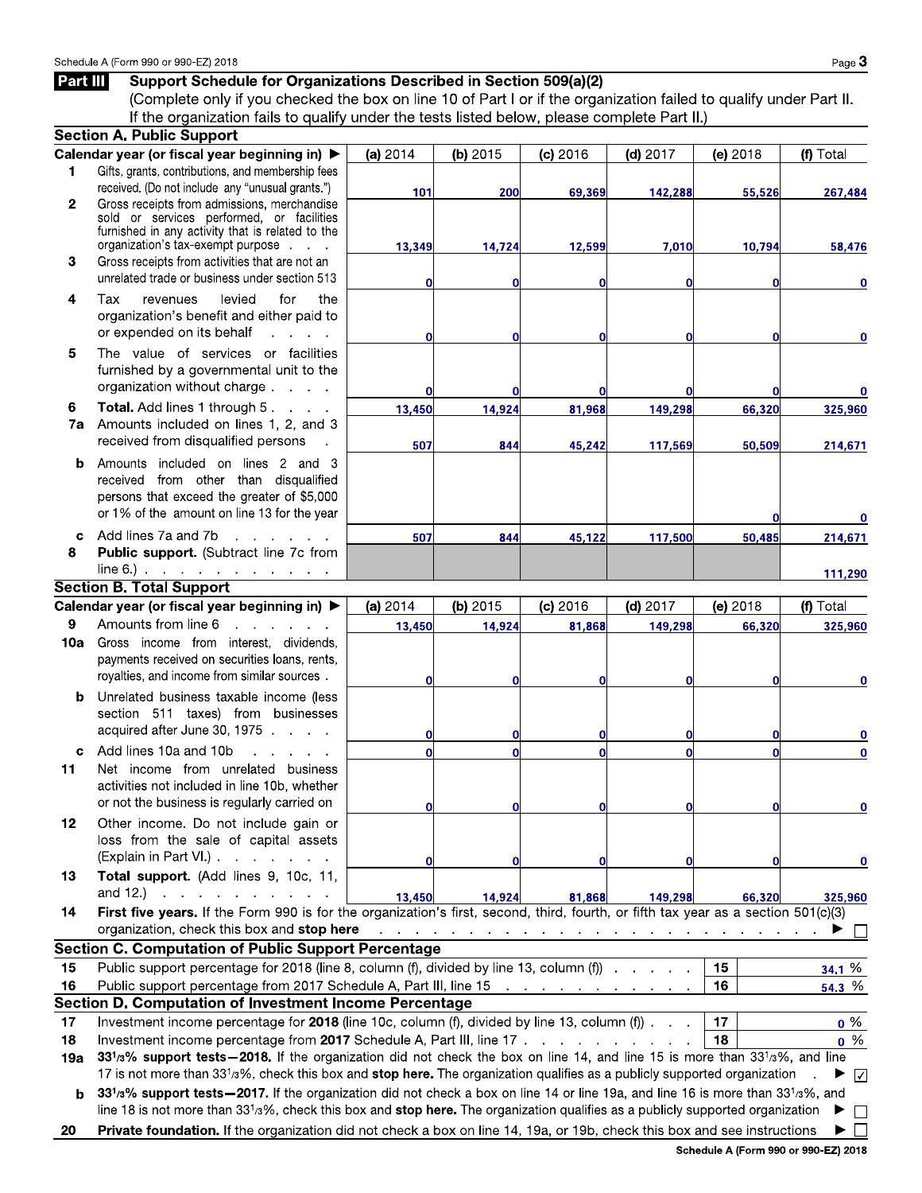## Part III Support Schedule for Organizations Described in Section 509(a)(2)

(Complete only if you checked the box on line 10 of Part I or if the organization failed to qualify under Part II. If the organization fails to qualify under the tests listed below, please complete Part II.)

### Section A. Public Support

| | Calendar year (or fiscal year beginning in) ▶ | (a) 2014 | (b) 2015 | (c) 2016 | (d) 2017 | (e) 2018 | (f) Total |
|---|---|---|---|---|---|---|---|
| 1 | Gifts, grants, contributions, and membership fees received. (Do not include any "unusual grants.") | 101 | 200 | 69,369 | 142,288 | 55,526 | 267,484 |
| 2 | Gross receipts from admissions, merchandise sold or services performed, or facilities furnished in any activity that is related to the organization's tax-exempt purpose | 13,349 | 14,724 | 12,599 | 7,010 | 10,794 | 58,476 |
| 3 | Gross receipts from activities that are not an unrelated trade or business under section 513 | 0 | 0 | 0 | 0 | 0 | 0 |
| 4 | Tax revenues levied for the organization's benefit and either paid to or expended on its behalf | 0 | 0 | 0 | 0 | 0 | 0 |
| 5 | The value of services or facilities furnished by a governmental unit to the organization without charge | 0 | 0 | 0 | 0 | 0 | 0 |
| 6 | **Total.** Add lines 1 through 5 | 13,450 | 14,924 | 81,968 | 149,298 | 66,320 | 325,960 |
| 7a | Amounts included on lines 1, 2, and 3 received from disqualified persons | 507 | 844 | 45,242 | 117,569 | 50,509 | 214,671 |
| b | Amounts included on lines 2 and 3 received from other than disqualified persons that exceed the greater of $5,000 or 1% of the amount on line 13 for the year | | | | | 0 | 0 |
| c | Add lines 7a and 7b | 507 | 844 | 45,122 | 117,500 | 50,485 | 214,671 |
| 8 | **Public support.** (Subtract line 7c from line 6.) | | | | | | 111,290 |

### Section B. Total Support

| | Calendar year (or fiscal year beginning in) ▶ | (a) 2014 | (b) 2015 | (c) 2016 | (d) 2017 | (e) 2018 | (f) Total |
|---|---|---|---|---|---|---|---|
| 9 | Amounts from line 6 | 13,450 | 14,924 | 81,868 | 149,298 | 66,320 | 325,960 |
| 10a | Gross income from interest, dividends, payments received on securities loans, rents, royalties, and income from similar sources | 0 | 0 | 0 | 0 | 0 | 0 |
| b | Unrelated business taxable income (less section 511 taxes) from businesses acquired after June 30, 1975 | 0 | 0 | 0 | 0 | 0 | 0 |
| c | Add lines 10a and 10b | 0 | 0 | 0 | 0 | 0 | 0 |
| 11 | Net income from unrelated business activities not included in line 10b, whether or not the business is regularly carried on | 0 | 0 | 0 | 0 | 0 | 0 |
| 12 | Other income. Do not include gain or loss from the sale of capital assets (Explain in Part VI.) | 0 | 0 | 0 | 0 | 0 | 0 |
| 13 | **Total support.** (Add lines 9, 10c, 11, and 12.) | 13,450 | 14,924 | 81,868 | 149,298 | 66,320 | 325,960 |

14 **First five years.** If the Form 990 is for the organization's first, second, third, fourth, or fifth tax year as a section 501(c)(3) organization, check this box and **stop here** ▶ ☐

### Section C. Computation of Public Support Percentage

| | | | |
|---|---|---|---|
| 15 | Public support percentage for 2018 (line 8, column (f), divided by line 13, column (f)) | 15 | 34.1 % |
| 16 | Public support percentage from 2017 Schedule A, Part III, line 15 | 16 | 54.3 % |

### Section D. Computation of Investment Income Percentage

| | | | |
|---|---|---|---|
| 17 | Investment income percentage for **2018** (line 10c, column (f), divided by line 13, column (f)) | 17 | 0 % |
| 18 | Investment income percentage from **2017** Schedule A, Part III, line 17 | 18 | 0 % |

19a **33 1/3% support tests—2018.** If the organization did not check the box on line 14, and line 15 is more than 33 1/3%, and line 17 is not more than 33 1/3%, check this box and **stop here.** The organization qualifies as a publicly supported organization ▶ ☑

b **33 1/3% support tests—2017.** If the organization did not check a box on line 14 or line 19a, and line 16 is more than 33 1/3%, and line 18 is not more than 33 1/3%, check this box and **stop here.** The organization qualifies as a publicly supported organization ▶ ☐

20 **Private foundation.** If the organization did not check a box on line 14, 19a, or 19b, check this box and see instructions ▶ ☐

**Schedule A (Form 990 or 990-EZ) 2018**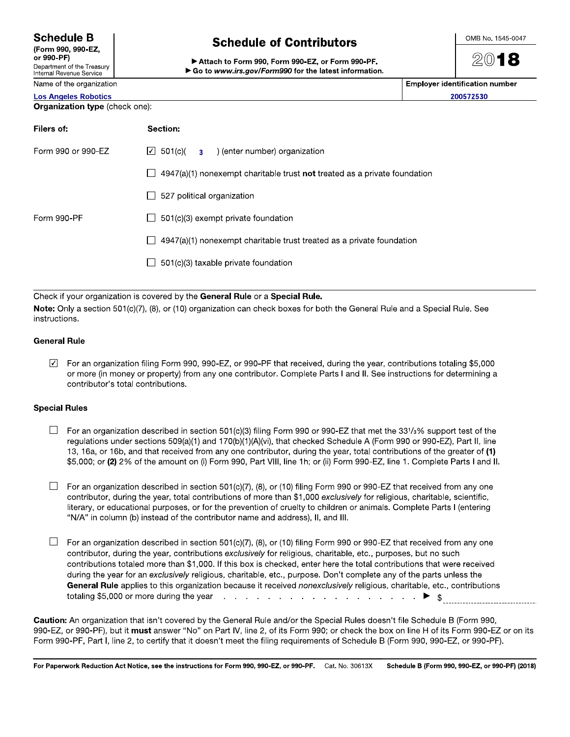**Schedule B**
**(Form 990, 990-EZ, or 990-PF)**
Department of the Treasury
Internal Revenue Service

# Schedule of Contributors

▶ **Attach to Form 990, Form 990-EZ, or Form 990-PF.**
▶ **Go to *www.irs.gov/Form990* for the latest information.**

OMB No. 1545-0047

**2018**

| Name of the organization | Employer identification number |
|---|---|
| Los Angeles Robotics | 200572530 |

**Organization type** (check one):

| Filers of: | Section: |
|---|---|
| Form 990 or 990-EZ | ☑ 501(c)( 3 ) (enter number) organization |
| | ☐ 4947(a)(1) nonexempt charitable trust **not** treated as a private foundation |
| | ☐ 527 political organization |
| Form 990-PF | ☐ 501(c)(3) exempt private foundation |
| | ☐ 4947(a)(1) nonexempt charitable trust treated as a private foundation |
| | ☐ 501(c)(3) taxable private foundation |

Check if your organization is covered by the **General Rule** or a **Special Rule.**

**Note:** Only a section 501(c)(7), (8), or (10) organization can check boxes for both the General Rule and a Special Rule. See instructions.

### General Rule

☑ For an organization filing Form 990, 990-EZ, or 990-PF that received, during the year, contributions totaling $5,000 or more (in money or property) from any one contributor. Complete Parts I and II. See instructions for determining a contributor's total contributions.

### Special Rules

☐ For an organization described in section 501(c)(3) filing Form 990 or 990-EZ that met the 33⅓% support test of the regulations under sections 509(a)(1) and 170(b)(1)(A)(vi), that checked Schedule A (Form 990 or 990-EZ), Part II, line 13, 16a, or 16b, and that received from any one contributor, during the year, total contributions of the greater of **(1)** $5,000; or **(2)** 2% of the amount on (i) Form 990, Part VIII, line 1h; or (ii) Form 990-EZ, line 1. Complete Parts I and II.

☐ For an organization described in section 501(c)(7), (8), or (10) filing Form 990 or 990-EZ that received from any one contributor, during the year, total contributions of more than $1,000 *exclusively* for religious, charitable, scientific, literary, or educational purposes, or for the prevention of cruelty to children or animals. Complete Parts I (entering "N/A" in column (b) instead of the contributor name and address), II, and III.

☐ For an organization described in section 501(c)(7), (8), or (10) filing Form 990 or 990-EZ that received from any one contributor, during the year, contributions *exclusively* for religious, charitable, etc., purposes, but no such contributions totaled more than $1,000. If this box is checked, enter here the total contributions that were received during the year for an *exclusively* religious, charitable, etc., purpose. Don't complete any of the parts unless the **General Rule** applies to this organization because it received *nonexclusively* religious, charitable, etc., contributions totaling $5,000 or more during the year . . . . . . . . . . . . . . . . . . . . . ▶ $ ____________

**Caution:** An organization that isn't covered by the General Rule and/or the Special Rules doesn't file Schedule B (Form 990, 990-EZ, or 990-PF), but it **must** answer "No" on Part IV, line 2, of its Form 990; or check the box on line H of its Form 990-EZ or on its Form 990-PF, Part I, line 2, to certify that it doesn't meet the filing requirements of Schedule B (Form 990, 990-EZ, or 990-PF).

**For Paperwork Reduction Act Notice, see the instructions for Form 990, 990-EZ, or 990-PF.** Cat. No. 30613X **Schedule B (Form 990, 990-EZ, or 990-PF) (2018)**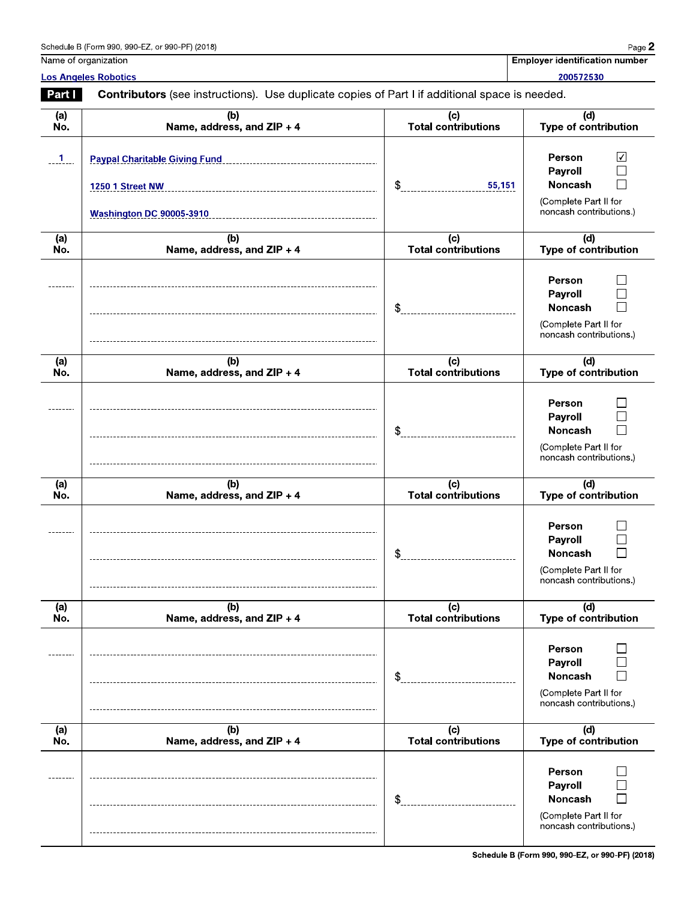Schedule B (Form 990, 990-EZ, or 990-PF) (2018)

| Name of organization | Employer identification number |
|---|---|
| Los Angeles Robotics | 200572530 |

**Part I** **Contributors** (see instructions). Use duplicate copies of Part I if additional space is needed.

| (a) No. | (b) Name, address, and ZIP + 4 | (c) Total contributions | (d) Type of contribution |
|---|---|---|---|
| 1 | Paypal Charitable Giving Fund<br>1250 1 Street NW<br>Washington DC 90005-3910 | $ 55,151 | Person ☑<br>Payroll ☐<br>Noncash ☐<br>(Complete Part II for noncash contributions.) |
| | | $ | Person ☐<br>Payroll ☐<br>Noncash ☐<br>(Complete Part II for noncash contributions.) |
| | | $ | Person ☐<br>Payroll ☐<br>Noncash ☐<br>(Complete Part II for noncash contributions.) |
| | | $ | Person ☐<br>Payroll ☐<br>Noncash ☐<br>(Complete Part II for noncash contributions.) |
| | | $ | Person ☐<br>Payroll ☐<br>Noncash ☐<br>(Complete Part II for noncash contributions.) |
| | | $ | Person ☐<br>Payroll ☐<br>Noncash ☐<br>(Complete Part II for noncash contributions.) |

Schedule B (Form 990, 990-EZ, or 990-PF) (2018)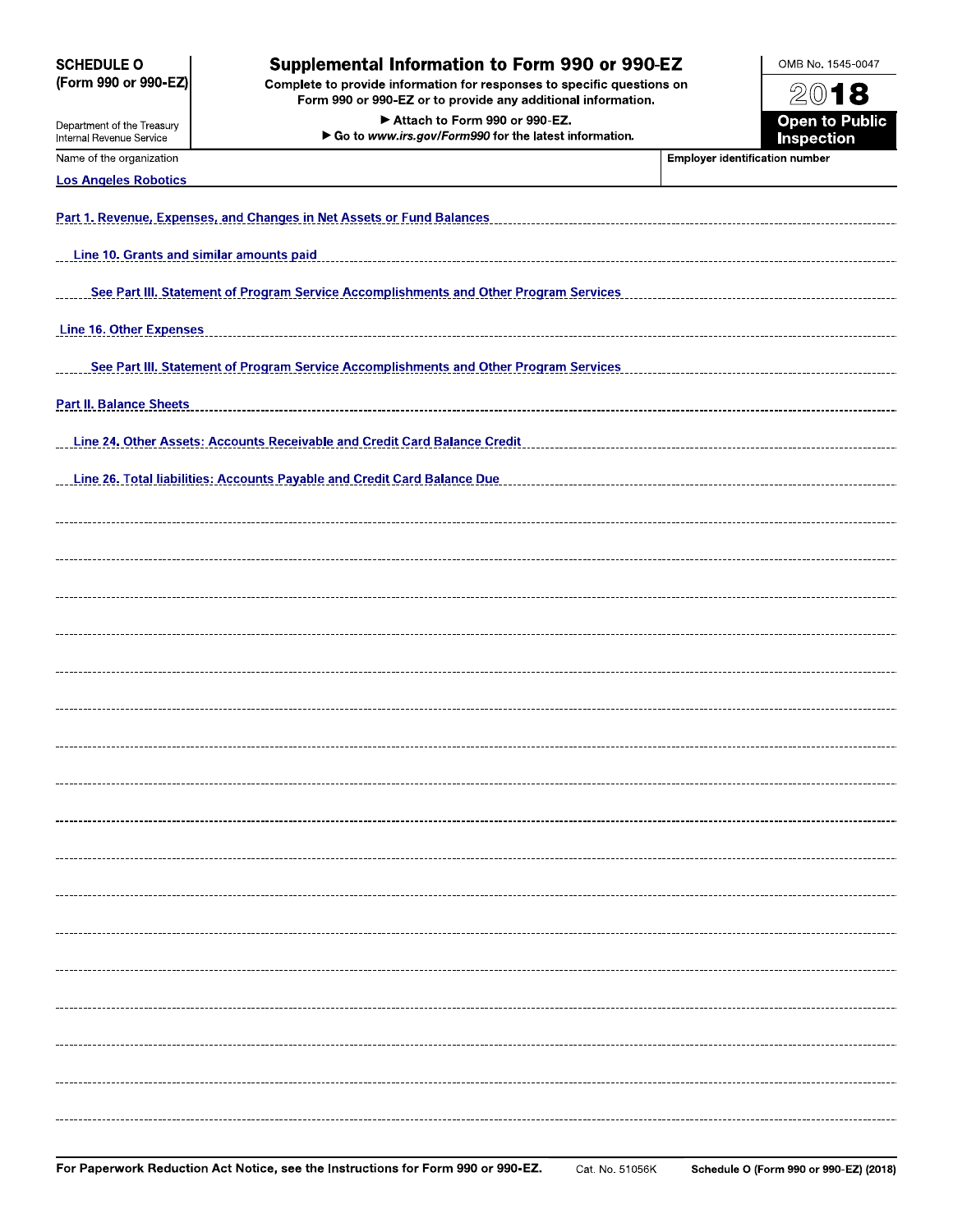**SCHEDULE O (Form 990 or 990-EZ)**

Department of the Treasury
Internal Revenue Service

# Supplemental Information to Form 990 or 990-EZ

**Complete to provide information for responses to specific questions on Form 990 or 990-EZ or to provide any additional information.**

**▶ Attach to Form 990 or 990-EZ.**

**▶ Go to *www.irs.gov/Form990* for the latest information.**

OMB No. 1545-0047

2018

**Open to Public Inspection**

Name of the organization: Los Angeles Robotics

**Employer identification number**

Part 1. Revenue, Expenses, and Changes in Net Assets or Fund Balances

Line 10. Grants and similar amounts paid

See Part III. Statement of Program Service Accomplishments and Other Program Services

Line 16. Other Expenses

See Part III. Statement of Program Service Accomplishments and Other Program Services

Part II. Balance Sheets

Line 24. Other Assets: Accounts Receivable and Credit Card Balance Credit

Line 26. Total liabilities: Accounts Payable and Credit Card Balance Due

**For Paperwork Reduction Act Notice, see the Instructions for Form 990 or 990-EZ.** Cat. No. 51056K **Schedule O (Form 990 or 990-EZ) (2018)**